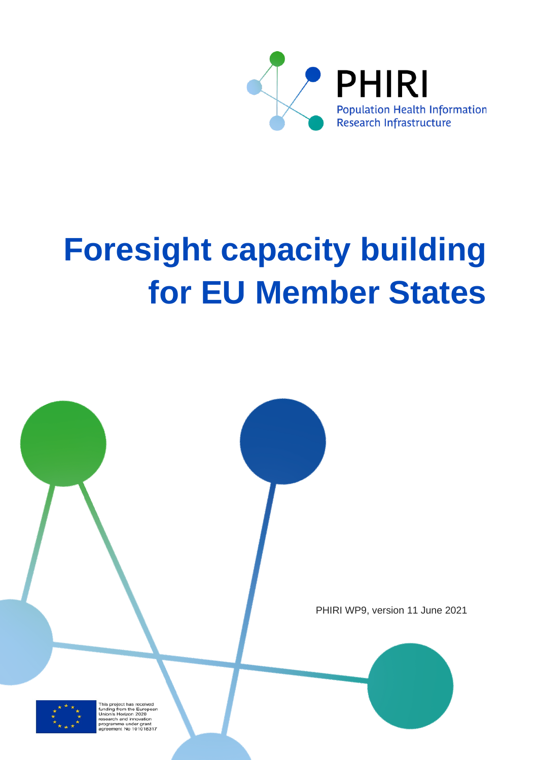PHIRI

Population Health Information Research Infrastructure

# Foresight capacity building for EU Member States

PHIRI WP9, version 11 June 2021

This project has received funding from the European Union's Horizon 2020 research and innovation programme under grant agreement No 101018317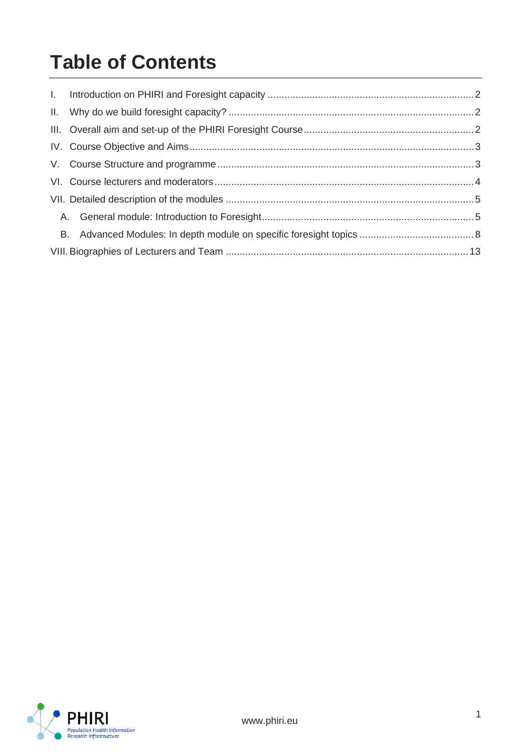# Table of Contents

I. Introduction on PHIRI and Foresight capacity ........................................................................ 2

II. Why do we build foresight capacity? ........................................................................ 2

III. Overall aim and set-up of the PHIRI Foresight Course ........................................................................ 2

IV. Course Objective and Aims ........................................................................ 3

V. Course Structure and programme ........................................................................ 3

VI. Course lecturers and moderators ........................................................................ 4

VII. Detailed description of the modules ........................................................................ 5

  A. General module: Introduction to Foresight ........................................................................ 5

  B. Advanced Modules: In depth module on specific foresight topics ........................................................................ 8

VIII. Biographies of Lecturers and Team ........................................................................ 13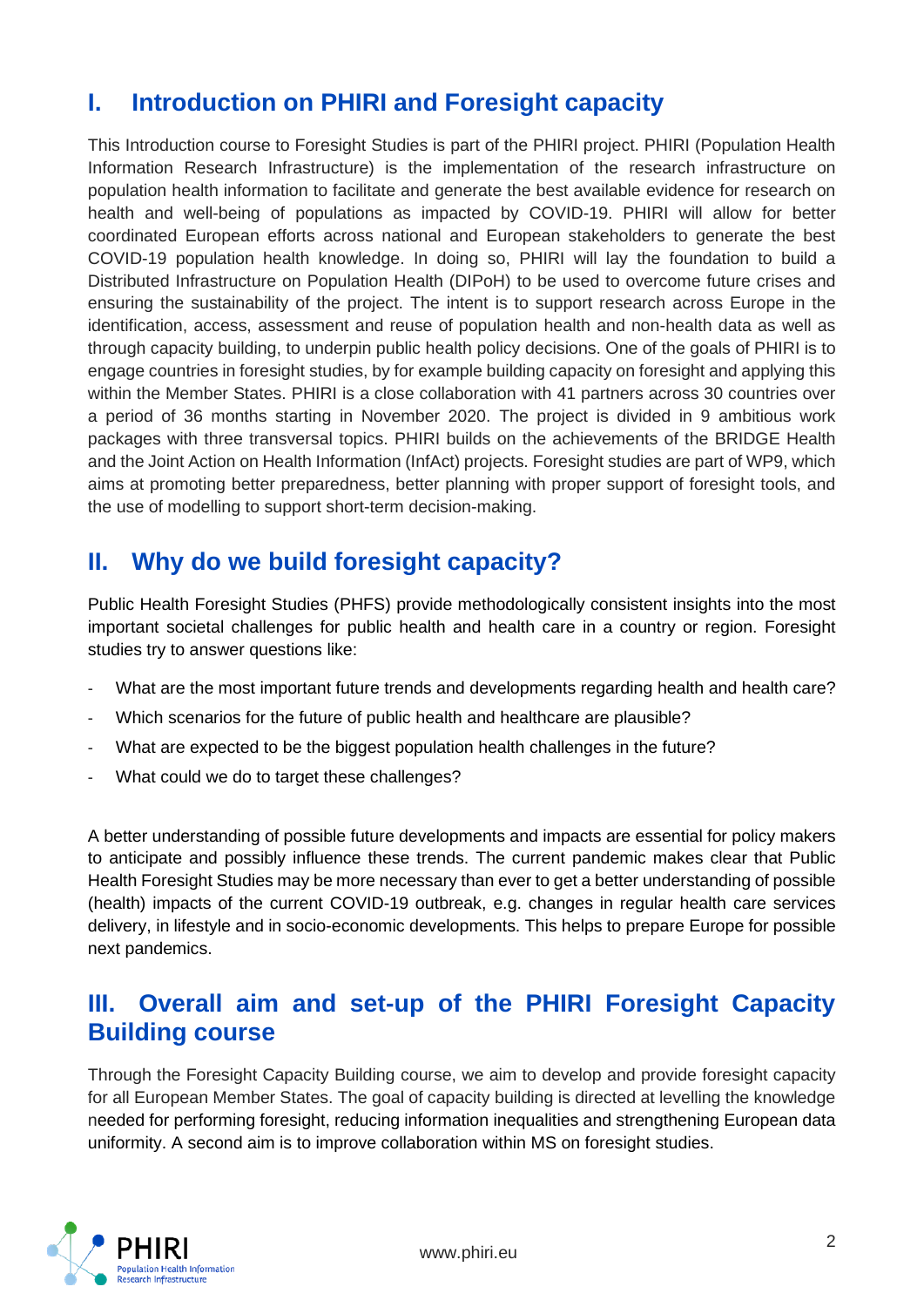## I. Introduction on PHIRI and Foresight capacity

This Introduction course to Foresight Studies is part of the PHIRI project. PHIRI (Population Health Information Research Infrastructure) is the implementation of the research infrastructure on population health information to facilitate and generate the best available evidence for research on health and well-being of populations as impacted by COVID-19. PHIRI will allow for better coordinated European efforts across national and European stakeholders to generate the best COVID-19 population health knowledge. In doing so, PHIRI will lay the foundation to build a Distributed Infrastructure on Population Health (DIPoH) to be used to overcome future crises and ensuring the sustainability of the project. The intent is to support research across Europe in the identification, access, assessment and reuse of population health and non-health data as well as through capacity building, to underpin public health policy decisions. One of the goals of PHIRI is to engage countries in foresight studies, by for example building capacity on foresight and applying this within the Member States. PHIRI is a close collaboration with 41 partners across 30 countries over a period of 36 months starting in November 2020. The project is divided in 9 ambitious work packages with three transversal topics. PHIRI builds on the achievements of the BRIDGE Health and the Joint Action on Health Information (InfAct) projects. Foresight studies are part of WP9, which aims at promoting better preparedness, better planning with proper support of foresight tools, and the use of modelling to support short-term decision-making.

## II. Why do we build foresight capacity?

Public Health Foresight Studies (PHFS) provide methodologically consistent insights into the most important societal challenges for public health and health care in a country or region. Foresight studies try to answer questions like:

- What are the most important future trends and developments regarding health and health care?
- Which scenarios for the future of public health and healthcare are plausible?
- What are expected to be the biggest population health challenges in the future?
- What could we do to target these challenges?

A better understanding of possible future developments and impacts are essential for policy makers to anticipate and possibly influence these trends. The current pandemic makes clear that Public Health Foresight Studies may be more necessary than ever to get a better understanding of possible (health) impacts of the current COVID-19 outbreak, e.g. changes in regular health care services delivery, in lifestyle and in socio-economic developments. This helps to prepare Europe for possible next pandemics.

## III. Overall aim and set-up of the PHIRI Foresight Capacity Building course

Through the Foresight Capacity Building course, we aim to develop and provide foresight capacity for all European Member States. The goal of capacity building is directed at levelling the knowledge needed for performing foresight, reducing information inequalities and strengthening European data uniformity. A second aim is to improve collaboration within MS on foresight studies.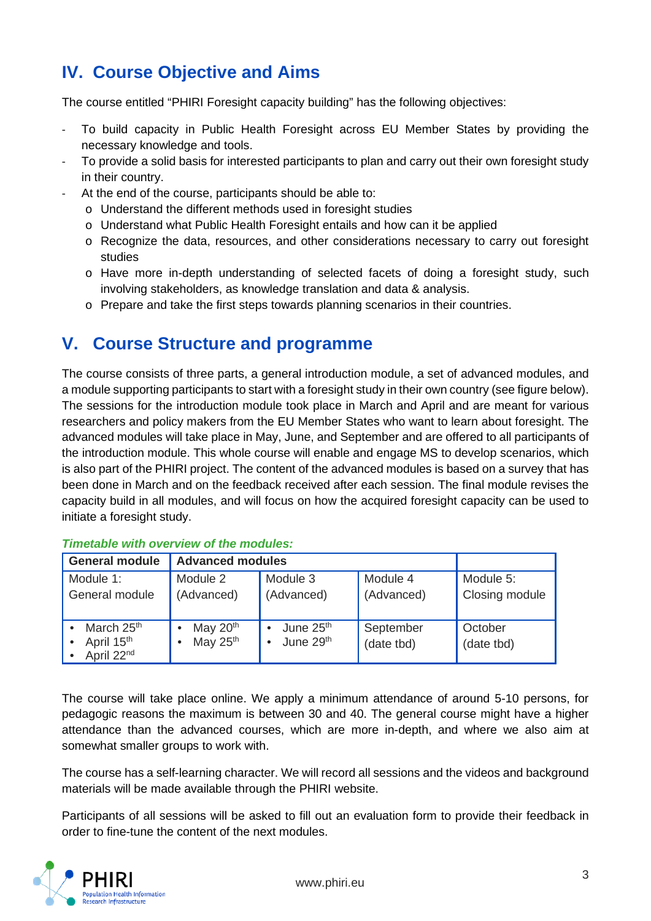## IV. Course Objective and Aims

The course entitled "PHIRI Foresight capacity building" has the following objectives:

- To build capacity in Public Health Foresight across EU Member States by providing the necessary knowledge and tools.
- To provide a solid basis for interested participants to plan and carry out their own foresight study in their country.
- At the end of the course, participants should be able to:
  - Understand the different methods used in foresight studies
  - Understand what Public Health Foresight entails and how can it be applied
  - Recognize the data, resources, and other considerations necessary to carry out foresight studies
  - Have more in-depth understanding of selected facets of doing a foresight study, such involving stakeholders, as knowledge translation and data & analysis.
  - Prepare and take the first steps towards planning scenarios in their countries.

## V. Course Structure and programme

The course consists of three parts, a general introduction module, a set of advanced modules, and a module supporting participants to start with a foresight study in their own country (see figure below). The sessions for the introduction module took place in March and April and are meant for various researchers and policy makers from the EU Member States who want to learn about foresight. The advanced modules will take place in May, June, and September and are offered to all participants of the introduction module. This whole course will enable and engage MS to develop scenarios, which is also part of the PHIRI project. The content of the advanced modules is based on a survey that has been done in March and on the feedback received after each session. The final module revises the capacity build in all modules, and will focus on how the acquired foresight capacity can be used to initiate a foresight study.

***Timetable with overview of the modules:***

| General module | Advanced modules | | | |
|---|---|---|---|---|
| Module 1: General module | Module 2 (Advanced) | Module 3 (Advanced) | Module 4 (Advanced) | Module 5: Closing module |
| • March 25th<br>• April 15th<br>• April 22nd | • May 20th<br>• May 25th | • June 25th<br>• June 29th | September (date tbd) | October (date tbd) |

The course will take place online. We apply a minimum attendance of around 5-10 persons, for pedagogic reasons the maximum is between 30 and 40. The general course might have a higher attendance than the advanced courses, which are more in-depth, and where we also aim at somewhat smaller groups to work with.

The course has a self-learning character. We will record all sessions and the videos and background materials will be made available through the PHIRI website.

Participants of all sessions will be asked to fill out an evaluation form to provide their feedback in order to fine-tune the content of the next modules.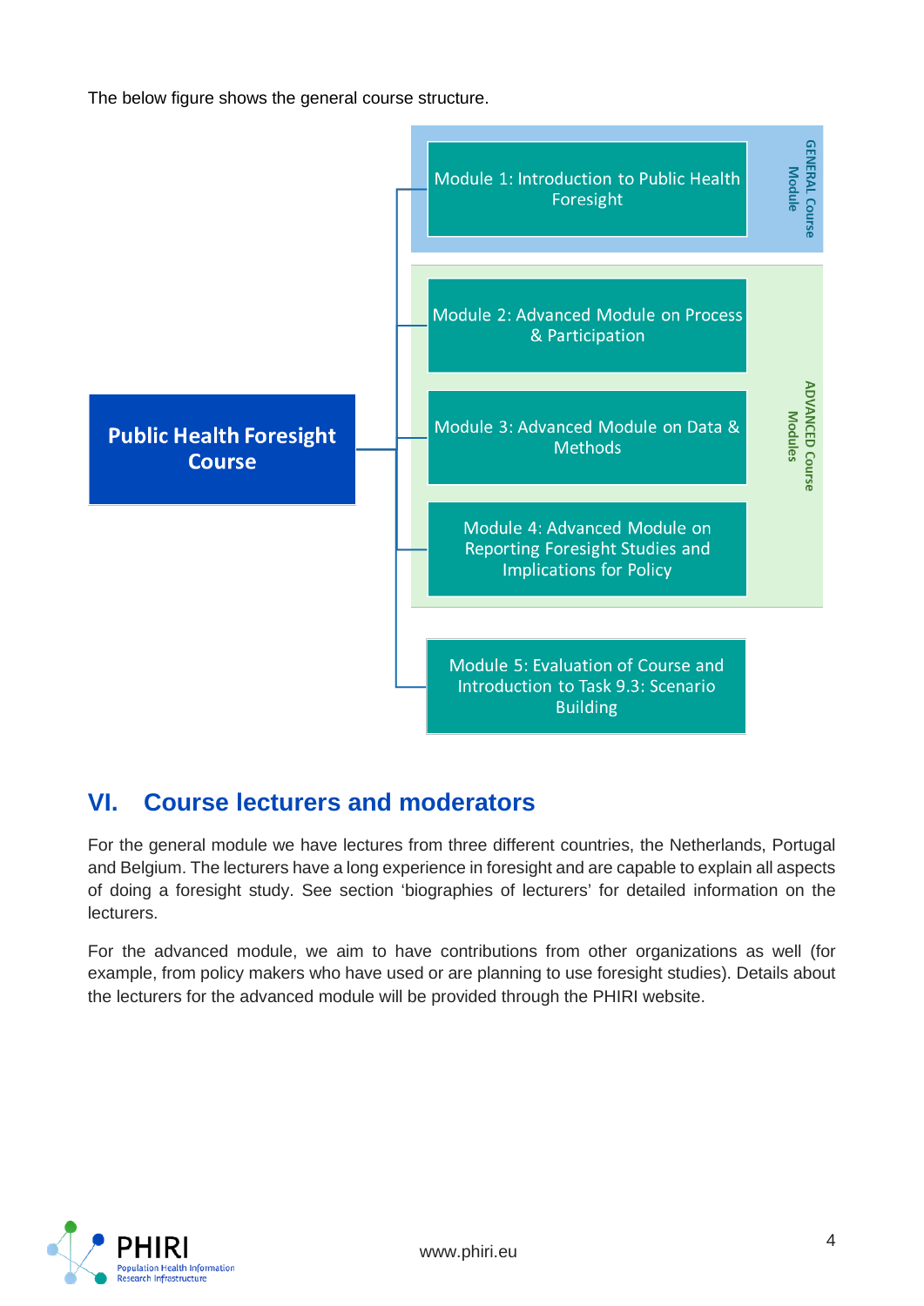The below figure shows the general course structure.

**Public Health Foresight Course**

GENERAL Course Module

- Module 1: Introduction to Public Health Foresight

ADVANCED Course Modules

- Module 2: Advanced Module on Process & Participation
- Module 3: Advanced Module on Data & Methods
- Module 4: Advanced Module on Reporting Foresight Studies and Implications for Policy

- Module 5: Evaluation of Course and Introduction to Task 9.3: Scenario Building

# VI. Course lecturers and moderators

For the general module we have lectures from three different countries, the Netherlands, Portugal and Belgium. The lecturers have a long experience in foresight and are capable to explain all aspects of doing a foresight study. See section 'biographies of lecturers' for detailed information on the lecturers.

For the advanced module, we aim to have contributions from other organizations as well (for example, from policy makers who have used or are planning to use foresight studies). Details about the lecturers for the advanced module will be provided through the PHIRI website.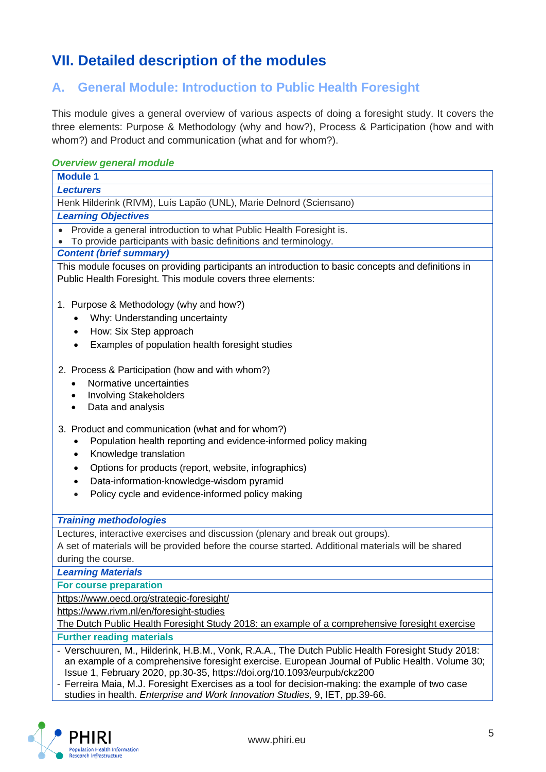# VII. Detailed description of the modules

## A. General Module: Introduction to Public Health Foresight

This module gives a general overview of various aspects of doing a foresight study. It covers the three elements: Purpose & Methodology (why and how?), Process & Participation (how and with whom?) and Product and communication (what and for whom?).

***Overview general module***

**Module 1**

***Lecturers***

Henk Hilderink (RIVM), Luís Lapão (UNL), Marie Delnord (Sciensano)

***Learning Objectives***

- Provide a general introduction to what Public Health Foresight is.
- To provide participants with basic definitions and terminology.

***Content (brief summary)***

This module focuses on providing participants an introduction to basic concepts and definitions in Public Health Foresight. This module covers three elements:

1. Purpose & Methodology (why and how?)
   - Why: Understanding uncertainty
   - How: Six Step approach
   - Examples of population health foresight studies
2. Process & Participation (how and with whom?)
   - Normative uncertainties
   - Involving Stakeholders
   - Data and analysis
3. Product and communication (what and for whom?)
   - Population health reporting and evidence-informed policy making
   - Knowledge translation
   - Options for products (report, website, infographics)
   - Data-information-knowledge-wisdom pyramid
   - Policy cycle and evidence-informed policy making

***Training methodologies***

Lectures, interactive exercises and discussion (plenary and break out groups).
A set of materials will be provided before the course started. Additional materials will be shared during the course.

***Learning Materials***

**For course preparation**

https://www.oecd.org/strategic-foresight/

https://www.rivm.nl/en/foresight-studies

The Dutch Public Health Foresight Study 2018: an example of a comprehensive foresight exercise

**Further reading materials**

- Verschuuren, M., Hilderink, H.B.M., Vonk, R.A.A., The Dutch Public Health Foresight Study 2018: an example of a comprehensive foresight exercise. European Journal of Public Health. Volume 30; Issue 1, February 2020, pp.30-35, https://doi.org/10.1093/eurpub/ckz200
- Ferreira Maia, M.J. Foresight Exercises as a tool for decision-making: the example of two case studies in health. *Enterprise and Work Innovation Studies,* 9, IET, pp.39-66.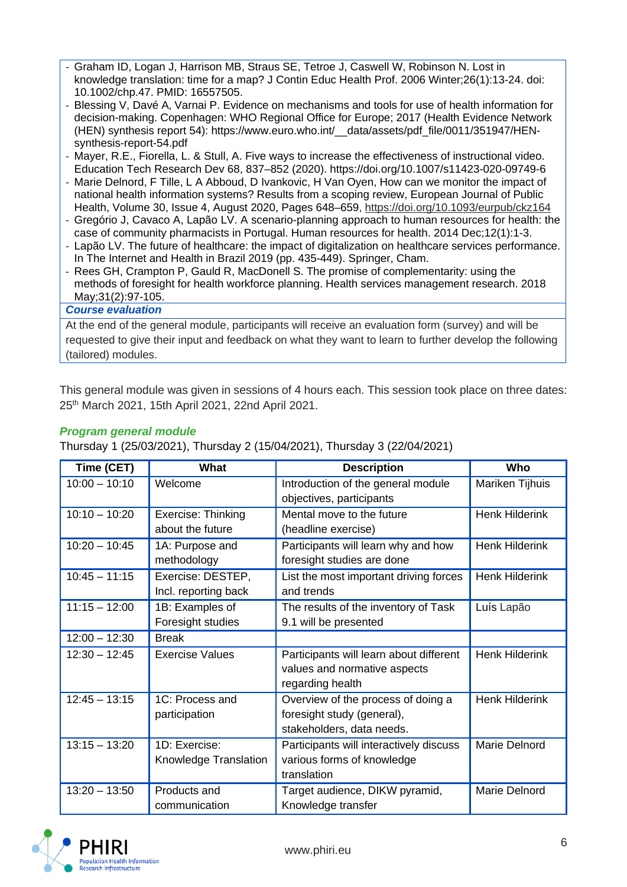- Graham ID, Logan J, Harrison MB, Straus SE, Tetroe J, Caswell W, Robinson N. Lost in knowledge translation: time for a map? J Contin Educ Health Prof. 2006 Winter;26(1):13-24. doi: 10.1002/chp.47. PMID: 16557505.
- Blessing V, Davé A, Varnai P. Evidence on mechanisms and tools for use of health information for decision-making. Copenhagen: WHO Regional Office for Europe; 2017 (Health Evidence Network (HEN) synthesis report 54): https://www.euro.who.int/__data/assets/pdf_file/0011/351947/HEN-synthesis-report-54.pdf
- Mayer, R.E., Fiorella, L. & Stull, A. Five ways to increase the effectiveness of instructional video. Education Tech Research Dev 68, 837–852 (2020). https://doi.org/10.1007/s11423-020-09749-6
- Marie Delnord, F Tille, L A Abboud, D Ivankovic, H Van Oyen, How can we monitor the impact of national health information systems? Results from a scoping review, European Journal of Public Health, Volume 30, Issue 4, August 2020, Pages 648–659, https://doi.org/10.1093/eurpub/ckz164
- Gregório J, Cavaco A, Lapão LV. A scenario-planning approach to human resources for health: the case of community pharmacists in Portugal. Human resources for health. 2014 Dec;12(1):1-3.
- Lapão LV. The future of healthcare: the impact of digitalization on healthcare services performance. In The Internet and Health in Brazil 2019 (pp. 435-449). Springer, Cham.
- Rees GH, Crampton P, Gauld R, MacDonell S. The promise of complementarity: using the methods of foresight for health workforce planning. Health services management research. 2018 May;31(2):97-105.

***Course evaluation***

At the end of the general module, participants will receive an evaluation form (survey) and will be requested to give their input and feedback on what they want to learn to further develop the following (tailored) modules.

This general module was given in sessions of 4 hours each. This session took place on three dates: 25th March 2021, 15th April 2021, 22nd April 2021.

***Program general module***

Thursday 1 (25/03/2021), Thursday 2 (15/04/2021), Thursday 3 (22/04/2021)

| Time (CET) | What | Description | Who |
|---|---|---|---|
| 10:00 – 10:10 | Welcome | Introduction of the general module objectives, participants | Mariken Tijhuis |
| 10:10 – 10:20 | Exercise: Thinking about the future | Mental move to the future (headline exercise) | Henk Hilderink |
| 10:20 – 10:45 | 1A: Purpose and methodology | Participants will learn why and how foresight studies are done | Henk Hilderink |
| 10:45 – 11:15 | Exercise: DESTEP, Incl. reporting back | List the most important driving forces and trends | Henk Hilderink |
| 11:15 – 12:00 | 1B: Examples of Foresight studies | The results of the inventory of Task 9.1 will be presented | Luís Lapão |
| 12:00 – 12:30 | Break | | |
| 12:30 – 12:45 | Exercise Values | Participants will learn about different values and normative aspects regarding health | Henk Hilderink |
| 12:45 – 13:15 | 1C: Process and participation | Overview of the process of doing a foresight study (general), stakeholders, data needs. | Henk Hilderink |
| 13:15 – 13:20 | 1D: Exercise: Knowledge Translation | Participants will interactively discuss various forms of knowledge translation | Marie Delnord |
| 13:20 – 13:50 | Products and communication | Target audience, DIKW pyramid, Knowledge transfer | Marie Delnord |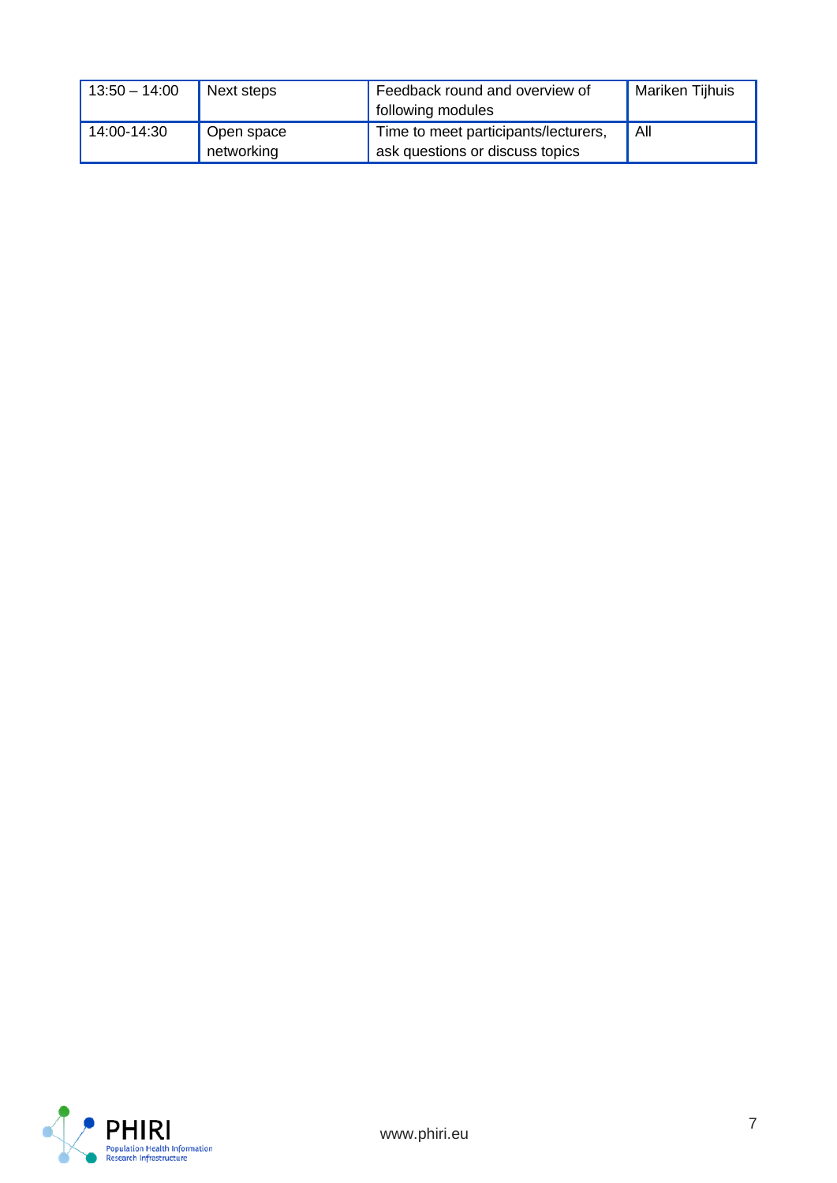| 13:50 – 14:00 | Next steps | Feedback round and overview of following modules | Mariken Tijhuis |
|---|---|---|---|
| 14:00-14:30 | Open space networking | Time to meet participants/lecturers, ask questions or discuss topics | All |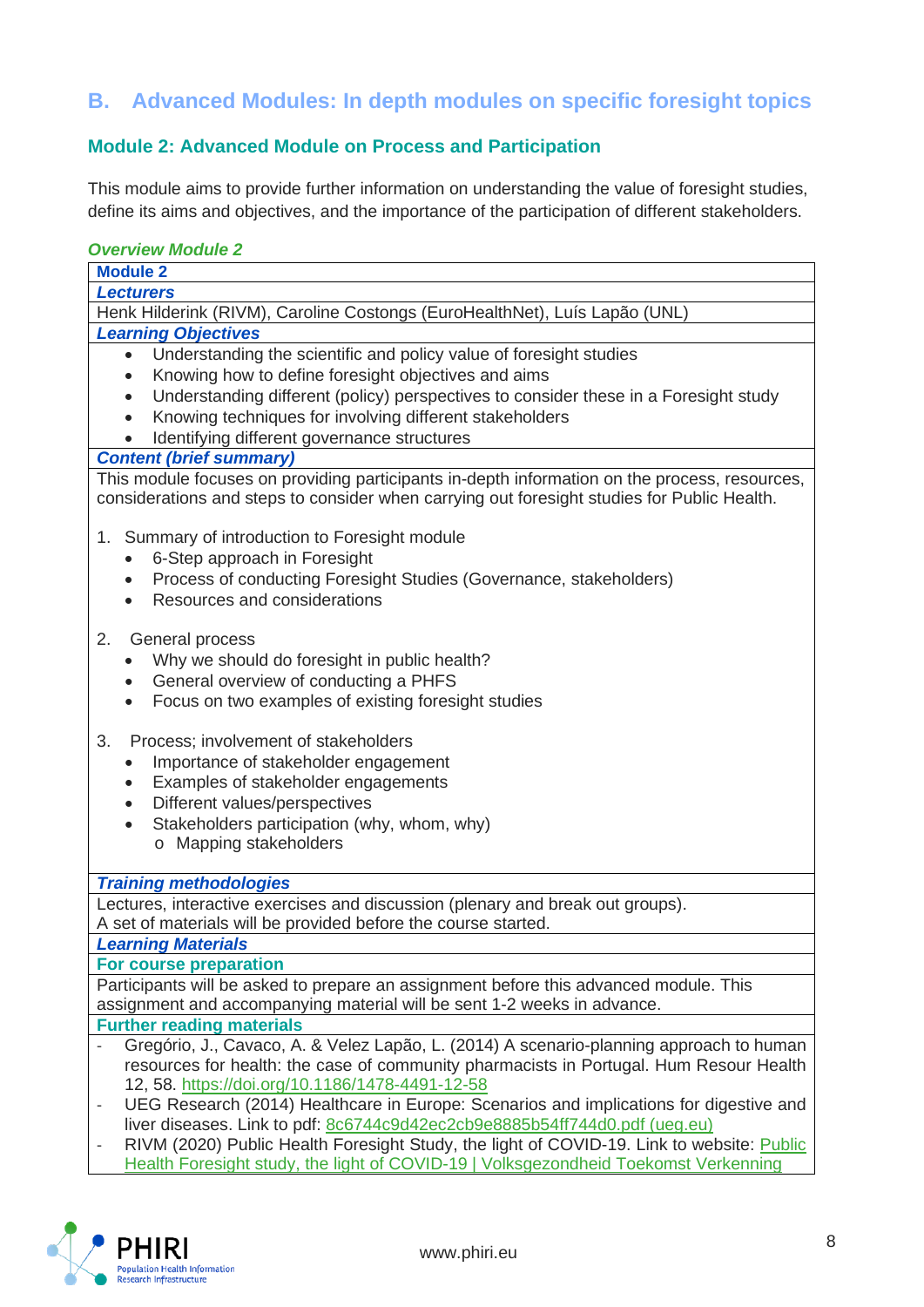## B. Advanced Modules: In depth modules on specific foresight topics

### Module 2: Advanced Module on Process and Participation

This module aims to provide further information on understanding the value of foresight studies, define its aims and objectives, and the importance of the participation of different stakeholders.

***Overview Module 2***

| **Module 2** |
|---|
| ***Lecturers*** |
| Henk Hilderink (RIVM), Caroline Costongs (EuroHealthNet), Luís Lapão (UNL) |
| ***Learning Objectives*** |
| • Understanding the scientific and policy value of foresight studies<br>• Knowing how to define foresight objectives and aims<br>• Understanding different (policy) perspectives to consider these in a Foresight study<br>• Knowing techniques for involving different stakeholders<br>• Identifying different governance structures |
| ***Content (brief summary)*** |
| This module focuses on providing participants in-depth information on the process, resources, considerations and steps to consider when carrying out foresight studies for Public Health.<br><br>1. Summary of introduction to Foresight module<br>• 6-Step approach in Foresight<br>• Process of conducting Foresight Studies (Governance, stakeholders)<br>• Resources and considerations<br><br>2. General process<br>• Why we should do foresight in public health?<br>• General overview of conducting a PHFS<br>• Focus on two examples of existing foresight studies<br><br>3. Process; involvement of stakeholders<br>• Importance of stakeholder engagement<br>• Examples of stakeholder engagements<br>• Different values/perspectives<br>• Stakeholders participation (why, whom, why)<br>o Mapping stakeholders |
| ***Training methodologies*** |
| Lectures, interactive exercises and discussion (plenary and break out groups).<br>A set of materials will be provided before the course started. |
| ***Learning Materials*** |
| **For course preparation** |
| Participants will be asked to prepare an assignment before this advanced module. This assignment and accompanying material will be sent 1-2 weeks in advance. |
| **Further reading materials** |
| - Gregório, J., Cavaco, A. & Velez Lapão, L. (2014) A scenario-planning approach to human resources for health: the case of community pharmacists in Portugal. Hum Resour Health 12, 58. https://doi.org/10.1186/1478-4491-12-58<br>- UEG Research (2014) Healthcare in Europe: Scenarios and implications for digestive and liver diseases. Link to pdf: 8c6744c9d42ec2cb9e8885b54ff744d0.pdf (ueg.eu)<br>- RIVM (2020) Public Health Foresight Study, the light of COVID-19. Link to website: Public Health Foresight study, the light of COVID-19 \| Volksgezondheid Toekomst Verkenning |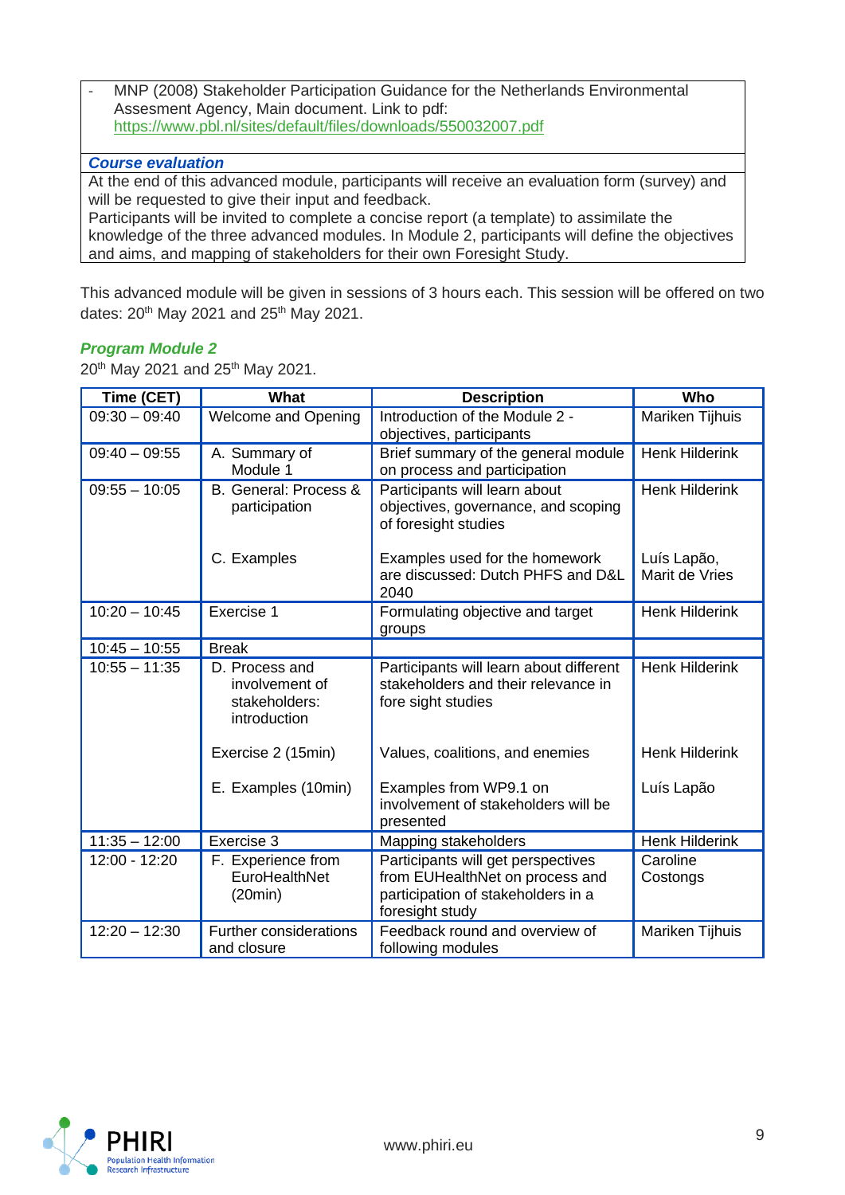- MNP (2008) Stakeholder Participation Guidance for the Netherlands Environmental Assesment Agency, Main document. Link to pdf: https://www.pbl.nl/sites/default/files/downloads/550032007.pdf

***Course evaluation***

At the end of this advanced module, participants will receive an evaluation form (survey) and will be requested to give their input and feedback.
Participants will be invited to complete a concise report (a template) to assimilate the knowledge of the three advanced modules. In Module 2, participants will define the objectives and aims, and mapping of stakeholders for their own Foresight Study.

This advanced module will be given in sessions of 3 hours each. This session will be offered on two dates: 20th May 2021 and 25th May 2021.

***Program Module 2***

20th May 2021 and 25th May 2021.

| Time (CET) | What | Description | Who |
|---|---|---|---|
| 09:30 – 09:40 | Welcome and Opening | Introduction of the Module 2 - objectives, participants | Mariken Tijhuis |
| 09:40 – 09:55 | A. Summary of Module 1 | Brief summary of the general module on process and participation | Henk Hilderink |
| 09:55 – 10:05 | B. General: Process & participation<br><br>C. Examples | Participants will learn about objectives, governance, and scoping of foresight studies<br><br>Examples used for the homework are discussed: Dutch PHFS and D&L 2040 | Henk Hilderink<br><br>Luís Lapão, Marit de Vries |
| 10:20 – 10:45 | Exercise 1 | Formulating objective and target groups | Henk Hilderink |
| 10:45 – 10:55 | Break | | |
| 10:55 – 11:35 | D. Process and involvement of stakeholders: introduction<br><br>Exercise 2 (15min)<br><br>E. Examples (10min) | Participants will learn about different stakeholders and their relevance in fore sight studies<br><br>Values, coalitions, and enemies<br><br>Examples from WP9.1 on involvement of stakeholders will be presented | Henk Hilderink<br><br>Henk Hilderink<br><br>Luís Lapão |
| 11:35 – 12:00 | Exercise 3 | Mapping stakeholders | Henk Hilderink |
| 12:00 - 12:20 | F. Experience from EuroHealthNet (20min) | Participants will get perspectives from EUHealthNet on process and participation of stakeholders in a foresight study | Caroline Costongs |
| 12:20 – 12:30 | Further considerations and closure | Feedback round and overview of following modules | Mariken Tijhuis |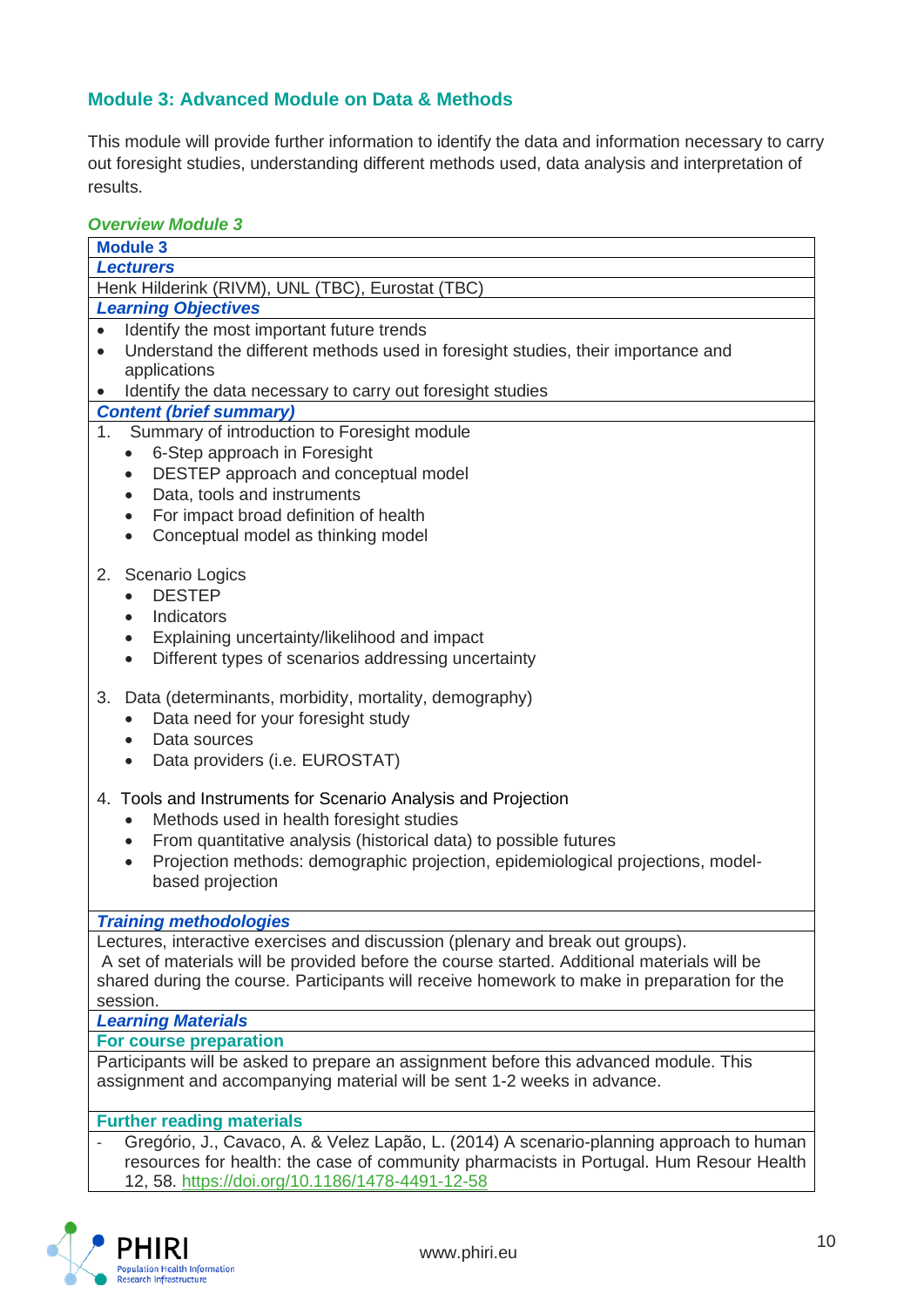## Module 3: Advanced Module on Data & Methods

This module will provide further information to identify the data and information necessary to carry out foresight studies, understanding different methods used, data analysis and interpretation of results.

### *Overview Module 3*

**Module 3**

***Lecturers***

Henk Hilderink (RIVM), UNL (TBC), Eurostat (TBC)

***Learning Objectives***

- Identify the most important future trends
- Understand the different methods used in foresight studies, their importance and applications
- Identify the data necessary to carry out foresight studies

***Content (brief summary)***

1. Summary of introduction to Foresight module
   - 6-Step approach in Foresight
   - DESTEP approach and conceptual model
   - Data, tools and instruments
   - For impact broad definition of health
   - Conceptual model as thinking model

2. Scenario Logics
   - DESTEP
   - Indicators
   - Explaining uncertainty/likelihood and impact
   - Different types of scenarios addressing uncertainty

3. Data (determinants, morbidity, mortality, demography)
   - Data need for your foresight study
   - Data sources
   - Data providers (i.e. EUROSTAT)

4. Tools and Instruments for Scenario Analysis and Projection
   - Methods used in health foresight studies
   - From quantitative analysis (historical data) to possible futures
   - Projection methods: demographic projection, epidemiological projections, model-based projection

***Training methodologies***

Lectures, interactive exercises and discussion (plenary and break out groups).
A set of materials will be provided before the course started. Additional materials will be shared during the course. Participants will receive homework to make in preparation for the session.

***Learning Materials***

**For course preparation**

Participants will be asked to prepare an assignment before this advanced module. This assignment and accompanying material will be sent 1-2 weeks in advance.

**Further reading materials**

- Gregório, J., Cavaco, A. & Velez Lapão, L. (2014) A scenario-planning approach to human resources for health: the case of community pharmacists in Portugal. Hum Resour Health 12, 58. https://doi.org/10.1186/1478-4491-12-58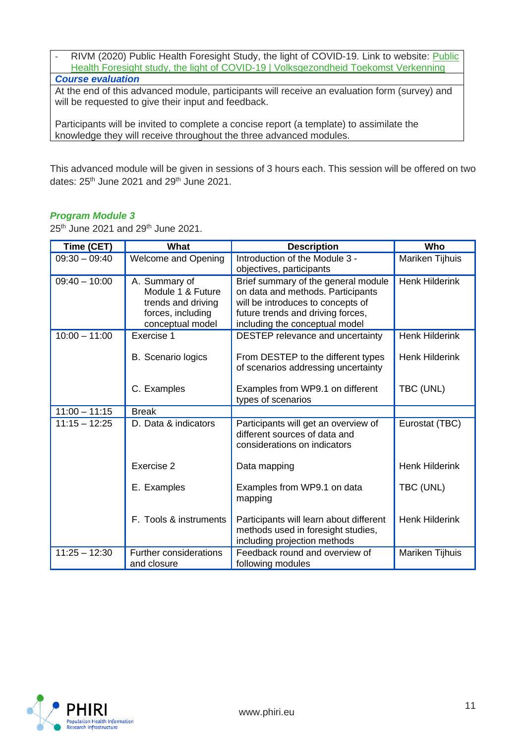- RIVM (2020) Public Health Foresight Study, the light of COVID-19. Link to website: [Public Health Foresight study, the light of COVID-19 | Volksgezondheid Toekomst Verkenning]

***Course evaluation***

At the end of this advanced module, participants will receive an evaluation form (survey) and will be requested to give their input and feedback.

Participants will be invited to complete a concise report (a template) to assimilate the knowledge they will receive throughout the three advanced modules.

This advanced module will be given in sessions of 3 hours each. This session will be offered on two dates: 25th June 2021 and 29th June 2021.

### *Program Module 3*

25th June 2021 and 29th June 2021.

| Time (CET) | What | Description | Who |
|---|---|---|---|
| 09:30 – 09:40 | Welcome and Opening | Introduction of the Module 3 - objectives, participants | Mariken Tijhuis |
| 09:40 – 10:00 | A. Summary of Module 1 & Future trends and driving forces, including conceptual model | Brief summary of the general module on data and methods. Participants will be introduces to concepts of future trends and driving forces, including the conceptual model | Henk Hilderink |
| 10:00 – 11:00 | Exercise 1 | DESTEP relevance and uncertainty | Henk Hilderink |
| | B. Scenario logics | From DESTEP to the different types of scenarios addressing uncertainty | Henk Hilderink |
| | C. Examples | Examples from WP9.1 on different types of scenarios | TBC (UNL) |
| 11:00 – 11:15 | Break | | |
| 11:15 – 12:25 | D. Data & indicators | Participants will get an overview of different sources of data and considerations on indicators | Eurostat (TBC) |
| | Exercise 2 | Data mapping | Henk Hilderink |
| | E. Examples | Examples from WP9.1 on data mapping | TBC (UNL) |
| | F. Tools & instruments | Participants will learn about different methods used in foresight studies, including projection methods | Henk Hilderink |
| 11:25 – 12:30 | Further considerations and closure | Feedback round and overview of following modules | Mariken Tijhuis |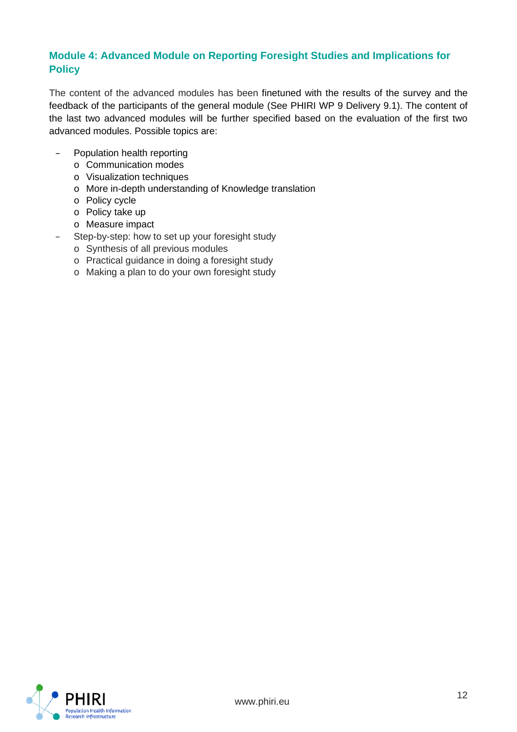### Module 4: Advanced Module on Reporting Foresight Studies and Implications for Policy

The content of the advanced modules has been finetuned with the results of the survey and the feedback of the participants of the general module (See PHIRI WP 9 Delivery 9.1). The content of the last two advanced modules will be further specified based on the evaluation of the first two advanced modules. Possible topics are:

- Population health reporting
  - Communication modes
  - Visualization techniques
  - More in-depth understanding of Knowledge translation
  - Policy cycle
  - Policy take up
  - Measure impact
- Step-by-step: how to set up your foresight study
  - Synthesis of all previous modules
  - Practical guidance in doing a foresight study
  - Making a plan to do your own foresight study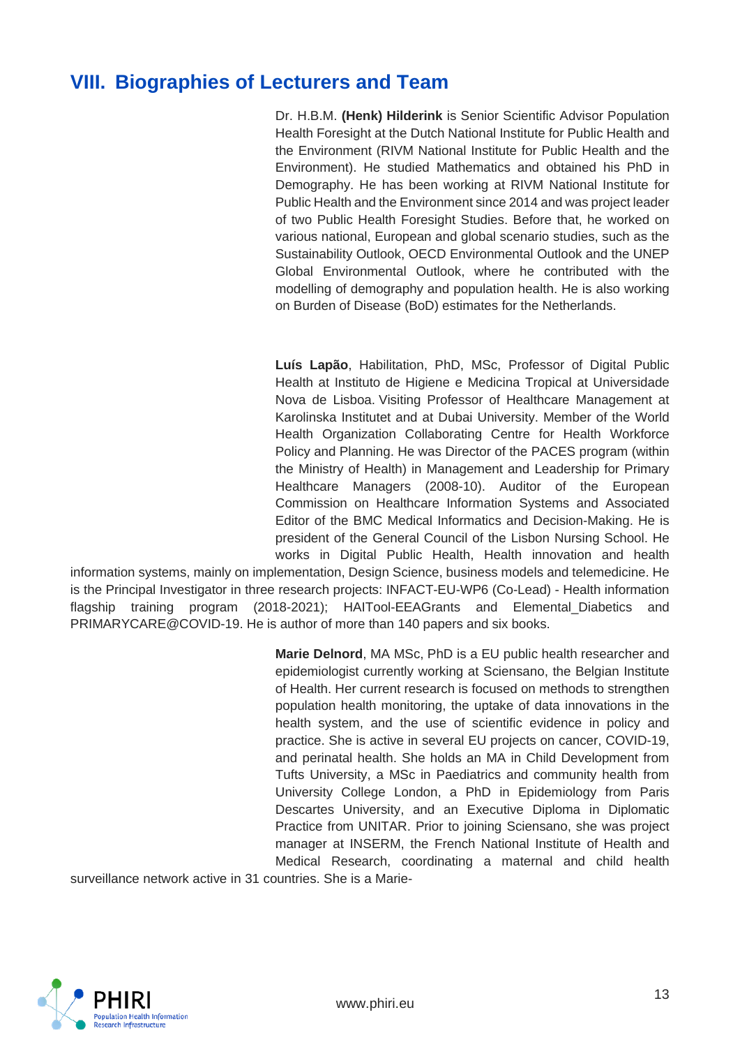## VIII. Biographies of Lecturers and Team

Dr. H.B.M. **(Henk) Hilderink** is Senior Scientific Advisor Population Health Foresight at the Dutch National Institute for Public Health and the Environment (RIVM National Institute for Public Health and the Environment). He studied Mathematics and obtained his PhD in Demography. He has been working at RIVM National Institute for Public Health and the Environment since 2014 and was project leader of two Public Health Foresight Studies. Before that, he worked on various national, European and global scenario studies, such as the Sustainability Outlook, OECD Environmental Outlook and the UNEP Global Environmental Outlook, where he contributed with the modelling of demography and population health. He is also working on Burden of Disease (BoD) estimates for the Netherlands.

**Luís Lapão**, Habilitation, PhD, MSc, Professor of Digital Public Health at Instituto de Higiene e Medicina Tropical at Universidade Nova de Lisboa. Visiting Professor of Healthcare Management at Karolinska Institutet and at Dubai University. Member of the World Health Organization Collaborating Centre for Health Workforce Policy and Planning. He was Director of the PACES program (within the Ministry of Health) in Management and Leadership for Primary Healthcare Managers (2008-10). Auditor of the European Commission on Healthcare Information Systems and Associated Editor of the BMC Medical Informatics and Decision-Making. He is president of the General Council of the Lisbon Nursing School. He works in Digital Public Health, Health innovation and health information systems, mainly on implementation, Design Science, business models and telemedicine. He is the Principal Investigator in three research projects: INFACT-EU-WP6 (Co-Lead) - Health information flagship training program (2018-2021); HAITool-EEAGrants and Elemental_Diabetics and PRIMARYCARE@COVID-19. He is author of more than 140 papers and six books.

**Marie Delnord**, MA MSc, PhD is a EU public health researcher and epidemiologist currently working at Sciensano, the Belgian Institute of Health. Her current research is focused on methods to strengthen population health monitoring, the uptake of data innovations in the health system, and the use of scientific evidence in policy and practice. She is active in several EU projects on cancer, COVID-19, and perinatal health. She holds an MA in Child Development from Tufts University, a MSc in Paediatrics and community health from University College London, a PhD in Epidemiology from Paris Descartes University, and an Executive Diploma in Diplomatic Practice from UNITAR. Prior to joining Sciensano, she was project manager at INSERM, the French National Institute of Health and Medical Research, coordinating a maternal and child health surveillance network active in 31 countries. She is a Marie-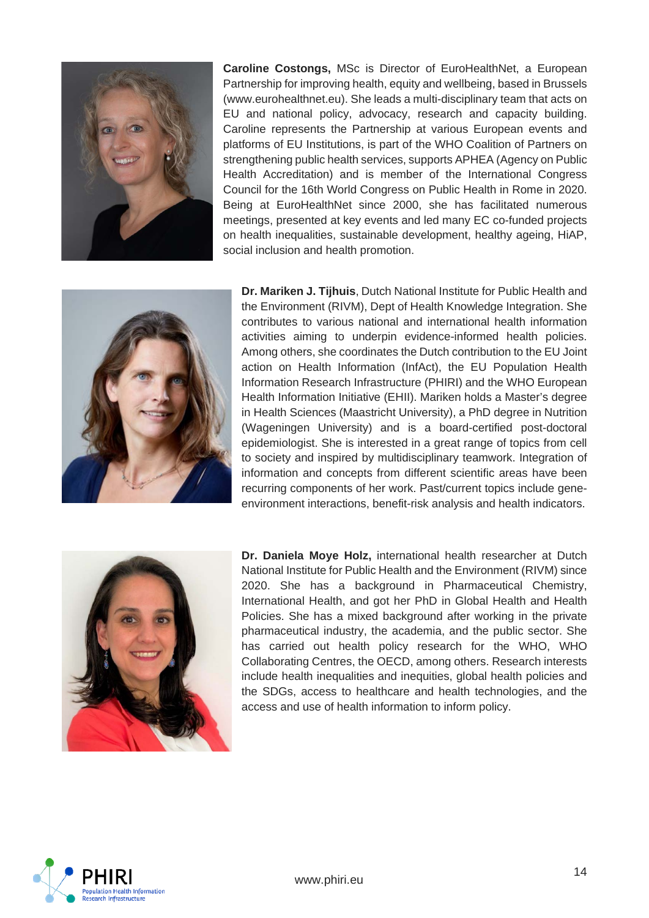**Caroline Costongs,** MSc is Director of EuroHealthNet, a European Partnership for improving health, equity and wellbeing, based in Brussels (www.eurohealthnet.eu). She leads a multi-disciplinary team that acts on EU and national policy, advocacy, research and capacity building. Caroline represents the Partnership at various European events and platforms of EU Institutions, is part of the WHO Coalition of Partners on strengthening public health services, supports APHEA (Agency on Public Health Accreditation) and is member of the International Congress Council for the 16th World Congress on Public Health in Rome in 2020. Being at EuroHealthNet since 2000, she has facilitated numerous meetings, presented at key events and led many EC co-funded projects on health inequalities, sustainable development, healthy ageing, HiAP, social inclusion and health promotion.

**Dr. Mariken J. Tijhuis**, Dutch National Institute for Public Health and the Environment (RIVM), Dept of Health Knowledge Integration. She contributes to various national and international health information activities aiming to underpin evidence-informed health policies. Among others, she coordinates the Dutch contribution to the EU Joint action on Health Information (InfAct), the EU Population Health Information Research Infrastructure (PHIRI) and the WHO European Health Information Initiative (EHII). Mariken holds a Master's degree in Health Sciences (Maastricht University), a PhD degree in Nutrition (Wageningen University) and is a board-certified post-doctoral epidemiologist. She is interested in a great range of topics from cell to society and inspired by multidisciplinary teamwork. Integration of information and concepts from different scientific areas have been recurring components of her work. Past/current topics include gene-environment interactions, benefit-risk analysis and health indicators.

**Dr. Daniela Moye Holz,** international health researcher at Dutch National Institute for Public Health and the Environment (RIVM) since 2020. She has a background in Pharmaceutical Chemistry, International Health, and got her PhD in Global Health and Health Policies. She has a mixed background after working in the private pharmaceutical industry, the academia, and the public sector. She has carried out health policy research for the WHO, WHO Collaborating Centres, the OECD, among others. Research interests include health inequalities and inequities, global health policies and the SDGs, access to healthcare and health technologies, and the access and use of health information to inform policy.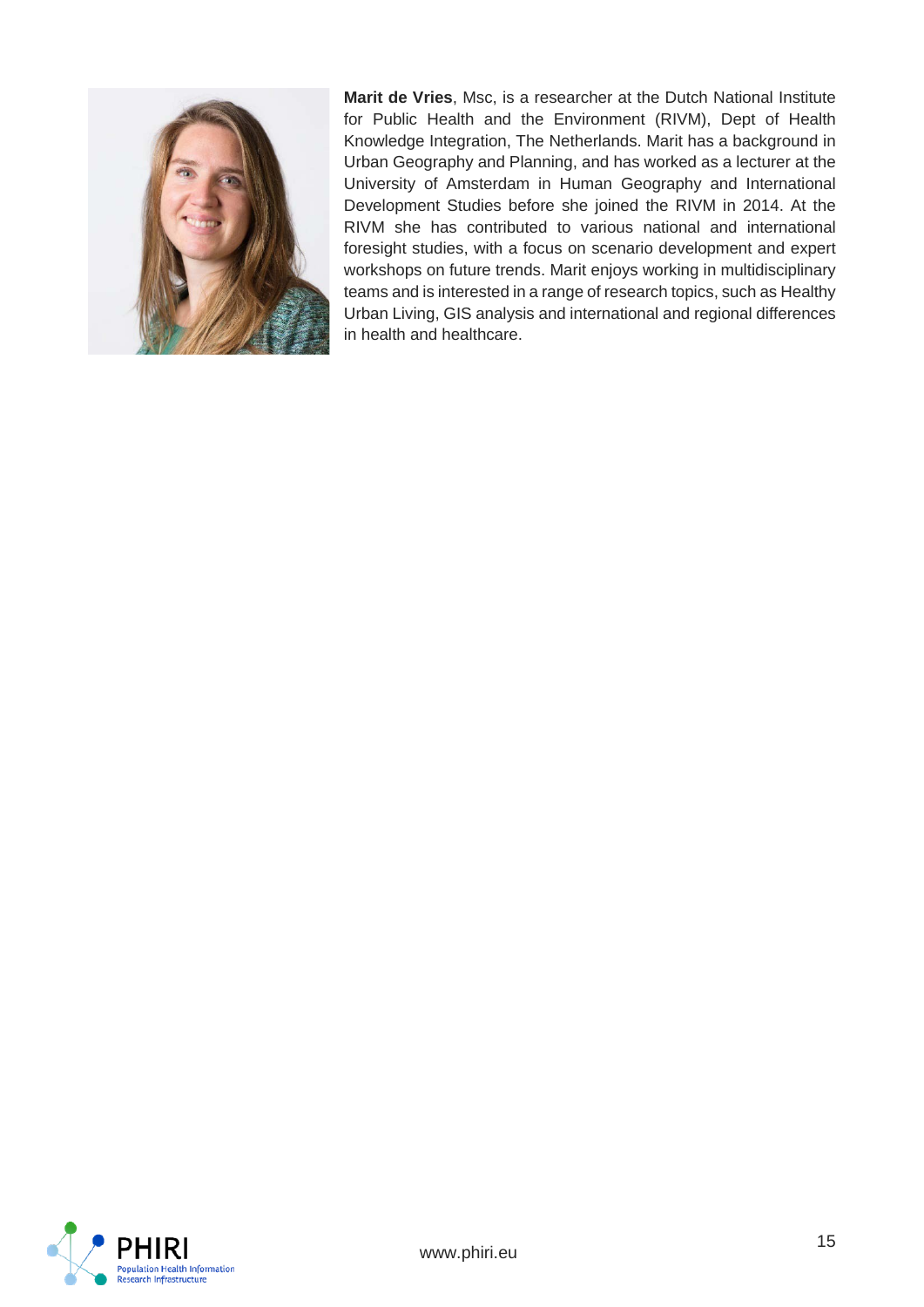**Marit de Vries**, Msc, is a researcher at the Dutch National Institute for Public Health and the Environment (RIVM), Dept of Health Knowledge Integration, The Netherlands. Marit has a background in Urban Geography and Planning, and has worked as a lecturer at the University of Amsterdam in Human Geography and International Development Studies before she joined the RIVM in 2014. At the RIVM she has contributed to various national and international foresight studies, with a focus on scenario development and expert workshops on future trends. Marit enjoys working in multidisciplinary teams and is interested in a range of research topics, such as Healthy Urban Living, GIS analysis and international and regional differences in health and healthcare.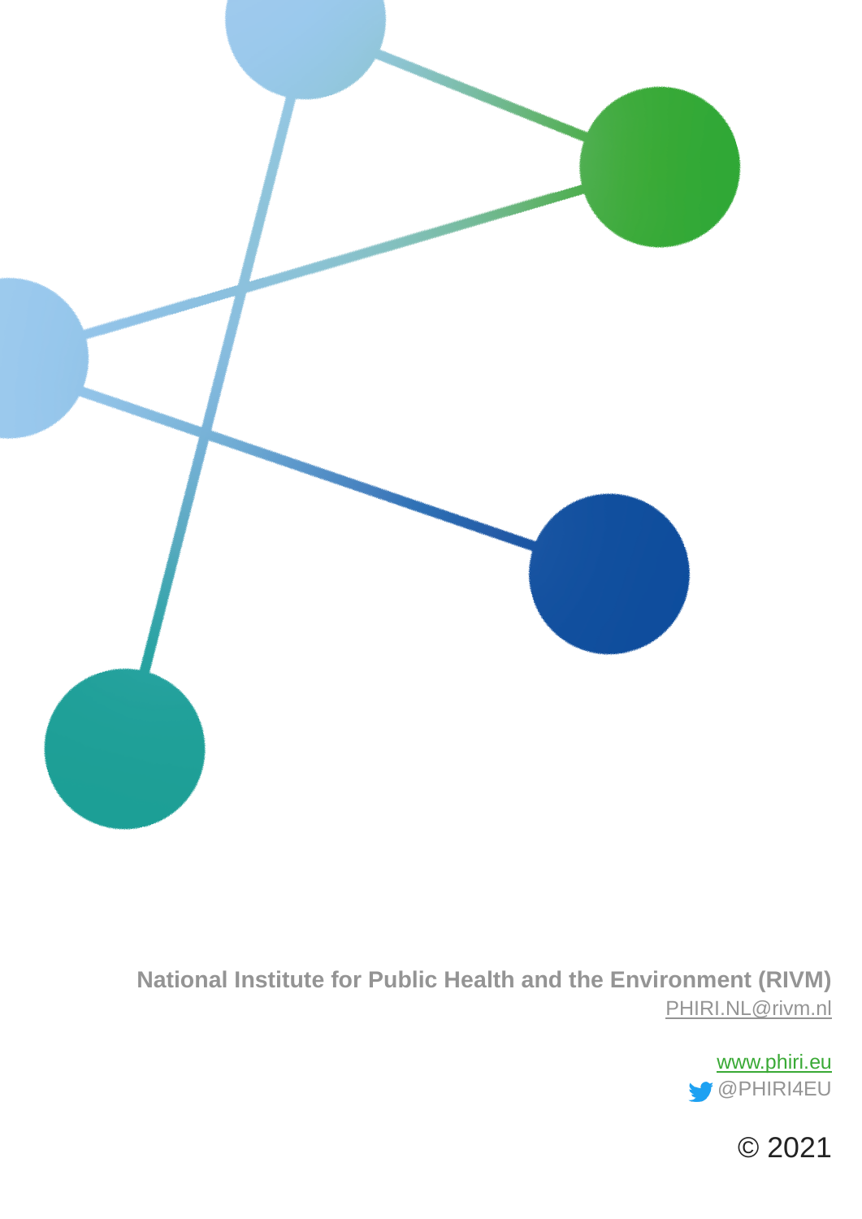**National Institute for Public Health and the Environment (RIVM)**
PHIRI.NL@rivm.nl

www.phiri.eu
@PHIRI4EU

© 2021